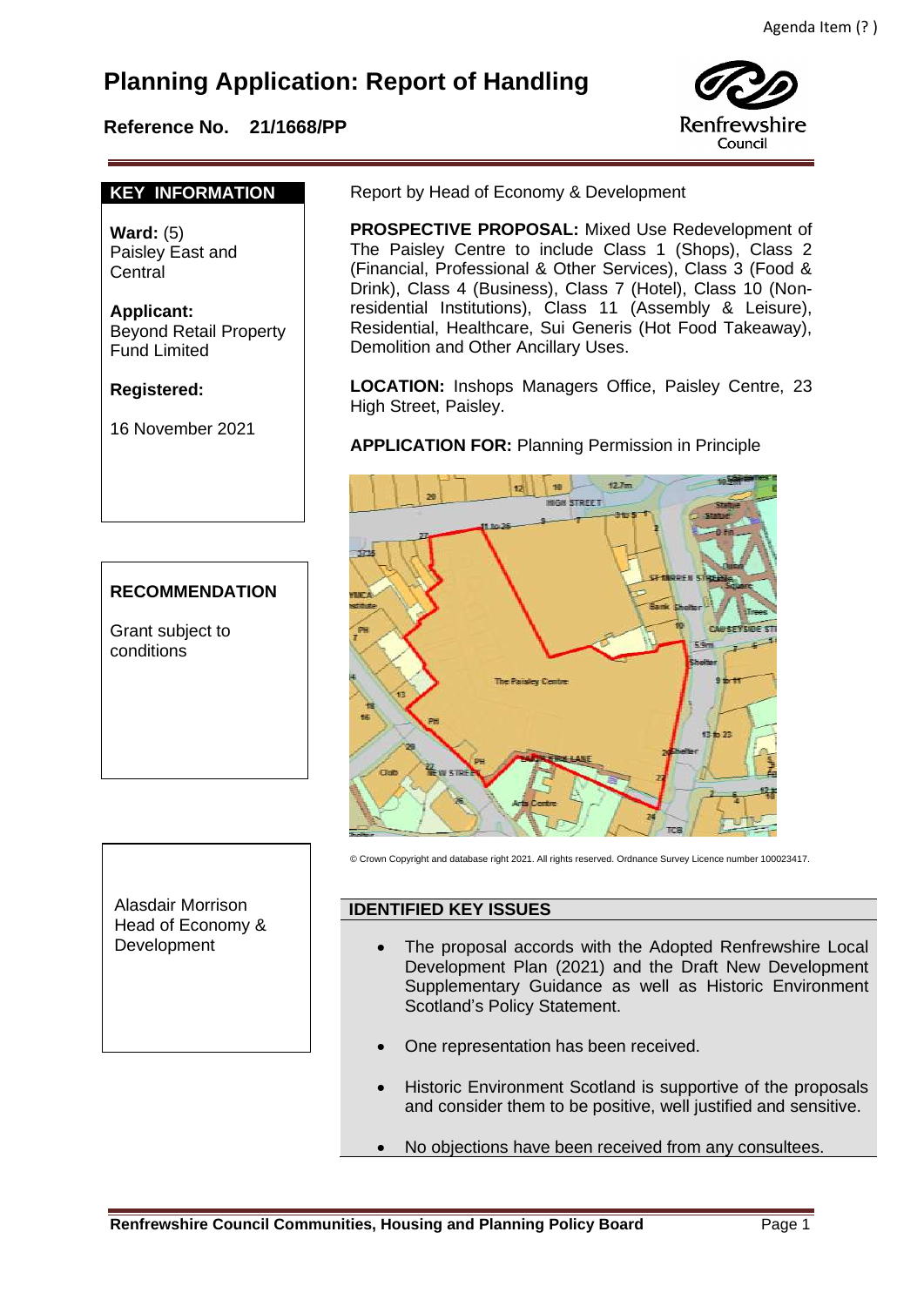Agenda Item (? )

# Planning Application: Report of Handling

**Reference No. 21/1668/PP**

Renfrewshire Council

## KEY INFORMATION

**Ward:** (5)
Paisley East and Central

**Applicant:**
Beyond Retail Property Fund Limited

**Registered:**

16 November 2021

Report by Head of Economy & Development

**PROSPECTIVE PROPOSAL:** Mixed Use Redevelopment of The Paisley Centre to include Class 1 (Shops), Class 2 (Financial, Professional & Other Services), Class 3 (Food & Drink), Class 4 (Business), Class 7 (Hotel), Class 10 (Non-residential Institutions), Class 11 (Assembly & Leisure), Residential, Healthcare, Sui Generis (Hot Food Takeaway), Demolition and Other Ancillary Uses.

**LOCATION:** Inshops Managers Office, Paisley Centre, 23 High Street, Paisley.

**APPLICATION FOR:** Planning Permission in Principle

© Crown Copyright and database right 2021. All rights reserved. Ordnance Survey Licence number 100023417.

## RECOMMENDATION

Grant subject to conditions

Alasdair Morrison
Head of Economy & Development

## IDENTIFIED KEY ISSUES

- The proposal accords with the Adopted Renfrewshire Local Development Plan (2021) and the Draft New Development Supplementary Guidance as well as Historic Environment Scotland's Policy Statement.
- One representation has been received.
- Historic Environment Scotland is supportive of the proposals and consider them to be positive, well justified and sensitive.
- No objections have been received from any consultees.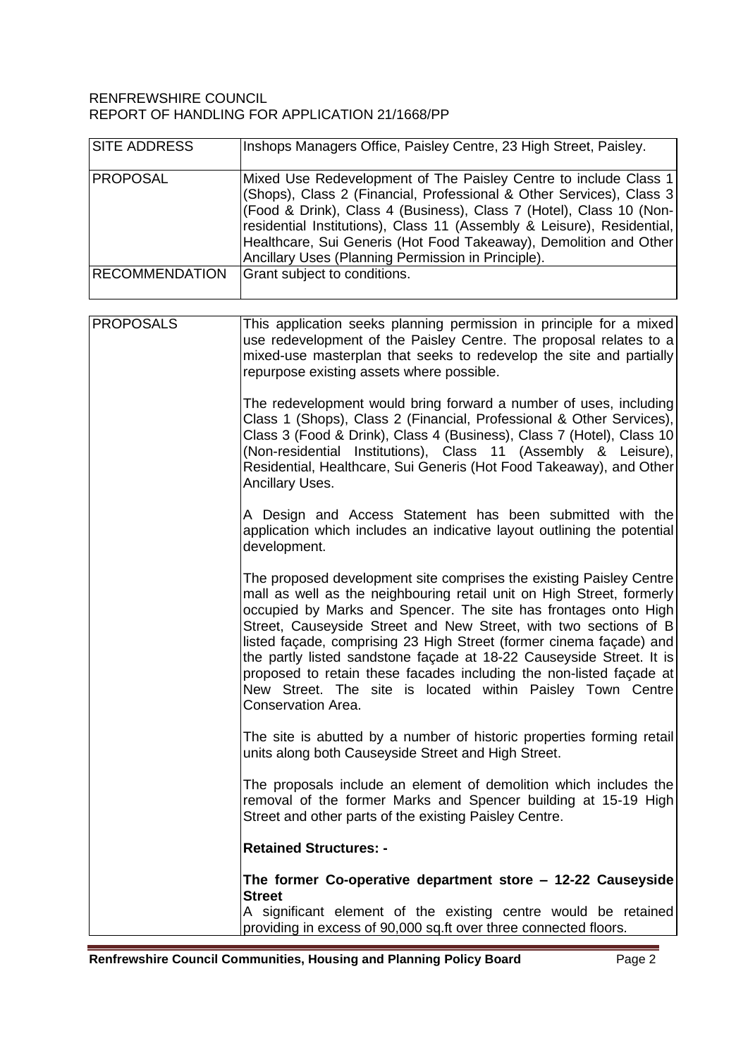RENFREWSHIRE COUNCIL
REPORT OF HANDLING FOR APPLICATION 21/1668/PP

| SITE ADDRESS | Inshops Managers Office, Paisley Centre, 23 High Street, Paisley. |
|---|---|
| PROPOSAL | Mixed Use Redevelopment of The Paisley Centre to include Class 1 (Shops), Class 2 (Financial, Professional & Other Services), Class 3 (Food & Drink), Class 4 (Business), Class 7 (Hotel), Class 10 (Non-residential Institutions), Class 11 (Assembly & Leisure), Residential, Healthcare, Sui Generis (Hot Food Takeaway), Demolition and Other Ancillary Uses (Planning Permission in Principle). |
| RECOMMENDATION | Grant subject to conditions. |

| PROPOSALS | |
|---|---|
| | This application seeks planning permission in principle for a mixed use redevelopment of the Paisley Centre. The proposal relates to a mixed-use masterplan that seeks to redevelop the site and partially repurpose existing assets where possible. |
| | The redevelopment would bring forward a number of uses, including Class 1 (Shops), Class 2 (Financial, Professional & Other Services), Class 3 (Food & Drink), Class 4 (Business), Class 7 (Hotel), Class 10 (Non-residential Institutions), Class 11 (Assembly & Leisure), Residential, Healthcare, Sui Generis (Hot Food Takeaway), and Other Ancillary Uses. |
| | A Design and Access Statement has been submitted with the application which includes an indicative layout outlining the potential development. |
| | The proposed development site comprises the existing Paisley Centre mall as well as the neighbouring retail unit on High Street, formerly occupied by Marks and Spencer. The site has frontages onto High Street, Causeyside Street and New Street, with two sections of B listed façade, comprising 23 High Street (former cinema façade) and the partly listed sandstone façade at 18-22 Causeyside Street. It is proposed to retain these facades including the non-listed façade at New Street. The site is located within Paisley Town Centre Conservation Area. |
| | The site is abutted by a number of historic properties forming retail units along both Causeyside Street and High Street. |
| | The proposals include an element of demolition which includes the removal of the former Marks and Spencer building at 15-19 High Street and other parts of the existing Paisley Centre. |
| | **Retained Structures: -** |
| | **The former Co-operative department store – 12-22 Causeyside Street** A significant element of the existing centre would be retained providing in excess of 90,000 sq.ft over three connected floors. |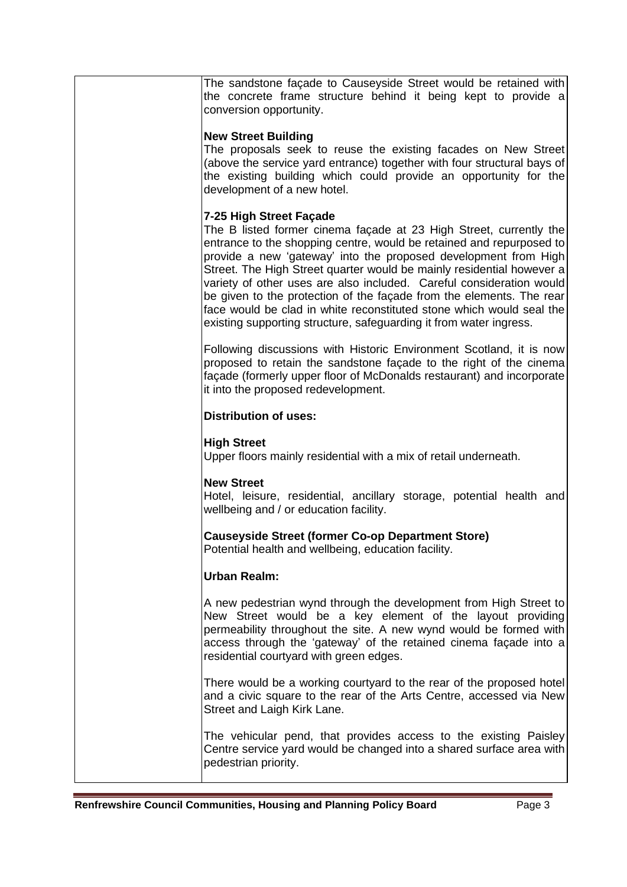The sandstone façade to Causeyside Street would be retained with the concrete frame structure behind it being kept to provide a conversion opportunity.

**New Street Building**

The proposals seek to reuse the existing facades on New Street (above the service yard entrance) together with four structural bays of the existing building which could provide an opportunity for the development of a new hotel.

**7-25 High Street Façade**

The B listed former cinema façade at 23 High Street, currently the entrance to the shopping centre, would be retained and repurposed to provide a new 'gateway' into the proposed development from High Street. The High Street quarter would be mainly residential however a variety of other uses are also included. Careful consideration would be given to the protection of the façade from the elements. The rear face would be clad in white reconstituted stone which would seal the existing supporting structure, safeguarding it from water ingress.

Following discussions with Historic Environment Scotland, it is now proposed to retain the sandstone façade to the right of the cinema façade (formerly upper floor of McDonalds restaurant) and incorporate it into the proposed redevelopment.

**Distribution of uses:**

**High Street**

Upper floors mainly residential with a mix of retail underneath.

**New Street**

Hotel, leisure, residential, ancillary storage, potential health and wellbeing and / or education facility.

**Causeyside Street (former Co-op Department Store)**

Potential health and wellbeing, education facility.

**Urban Realm:**

A new pedestrian wynd through the development from High Street to New Street would be a key element of the layout providing permeability throughout the site. A new wynd would be formed with access through the 'gateway' of the retained cinema façade into a residential courtyard with green edges.

There would be a working courtyard to the rear of the proposed hotel and a civic square to the rear of the Arts Centre, accessed via New Street and Laigh Kirk Lane.

The vehicular pend, that provides access to the existing Paisley Centre service yard would be changed into a shared surface area with pedestrian priority.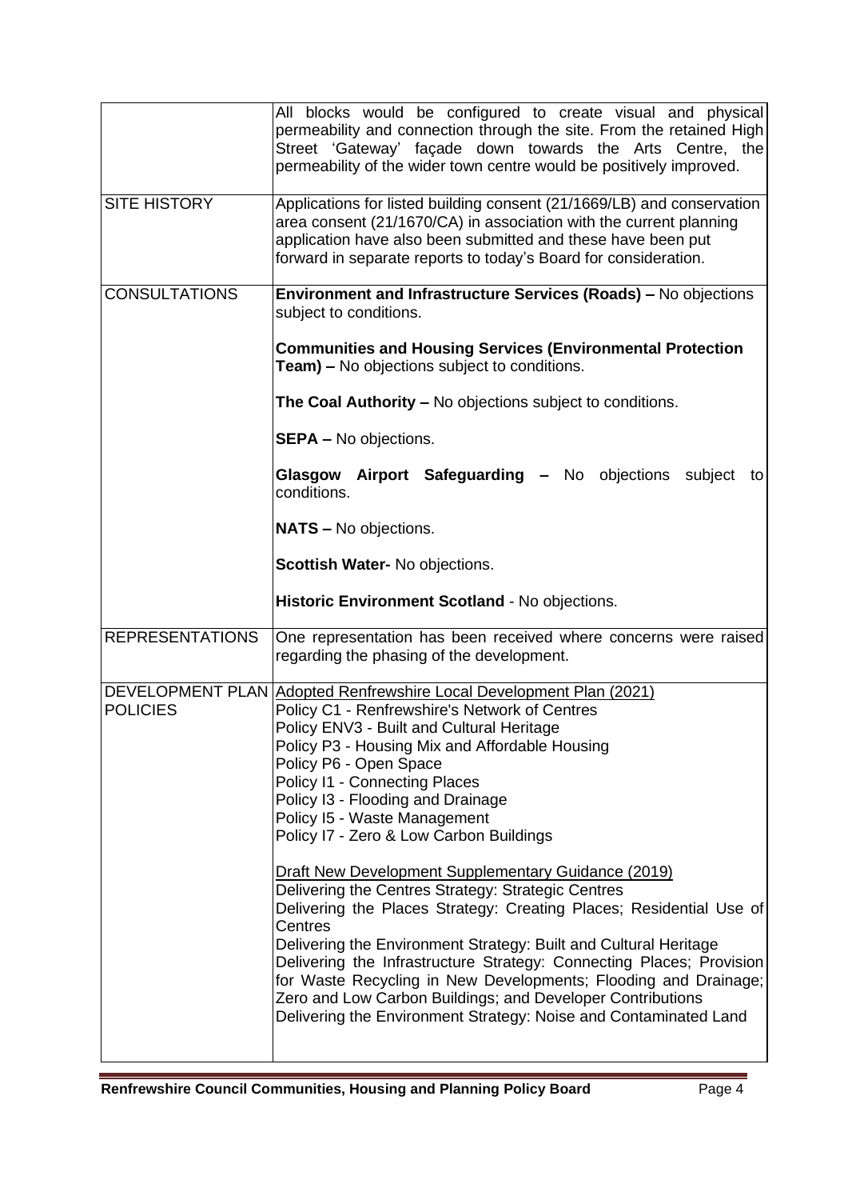| | |
|---|---|
| | All blocks would be configured to create visual and physical permeability and connection through the site. From the retained High Street 'Gateway' façade down towards the Arts Centre, the permeability of the wider town centre would be positively improved. |
| SITE HISTORY | Applications for listed building consent (21/1669/LB) and conservation area consent (21/1670/CA) in association with the current planning application have also been submitted and these have been put forward in separate reports to today's Board for consideration. |
| CONSULTATIONS | **Environment and Infrastructure Services (Roads) –** No objections subject to conditions.<br><br>**Communities and Housing Services (Environmental Protection Team) –** No objections subject to conditions.<br><br>**The Coal Authority –** No objections subject to conditions.<br><br>**SEPA –** No objections.<br><br>**Glasgow Airport Safeguarding –** No objections subject to conditions.<br><br>**NATS –** No objections.<br><br>**Scottish Water-** No objections.<br><br>**Historic Environment Scotland** - No objections. |
| REPRESENTATIONS | One representation has been received where concerns were raised regarding the phasing of the development. |
| DEVELOPMENT PLAN POLICIES | Adopted Renfrewshire Local Development Plan (2021)<br>Policy C1 - Renfrewshire's Network of Centres<br>Policy ENV3 - Built and Cultural Heritage<br>Policy P3 - Housing Mix and Affordable Housing<br>Policy P6 - Open Space<br>Policy I1 - Connecting Places<br>Policy I3 - Flooding and Drainage<br>Policy I5 - Waste Management<br>Policy I7 - Zero & Low Carbon Buildings<br><br>Draft New Development Supplementary Guidance (2019)<br>Delivering the Centres Strategy: Strategic Centres<br>Delivering the Places Strategy: Creating Places; Residential Use of Centres<br>Delivering the Environment Strategy: Built and Cultural Heritage<br>Delivering the Infrastructure Strategy: Connecting Places; Provision for Waste Recycling in New Developments; Flooding and Drainage; Zero and Low Carbon Buildings; and Developer Contributions<br>Delivering the Environment Strategy: Noise and Contaminated Land |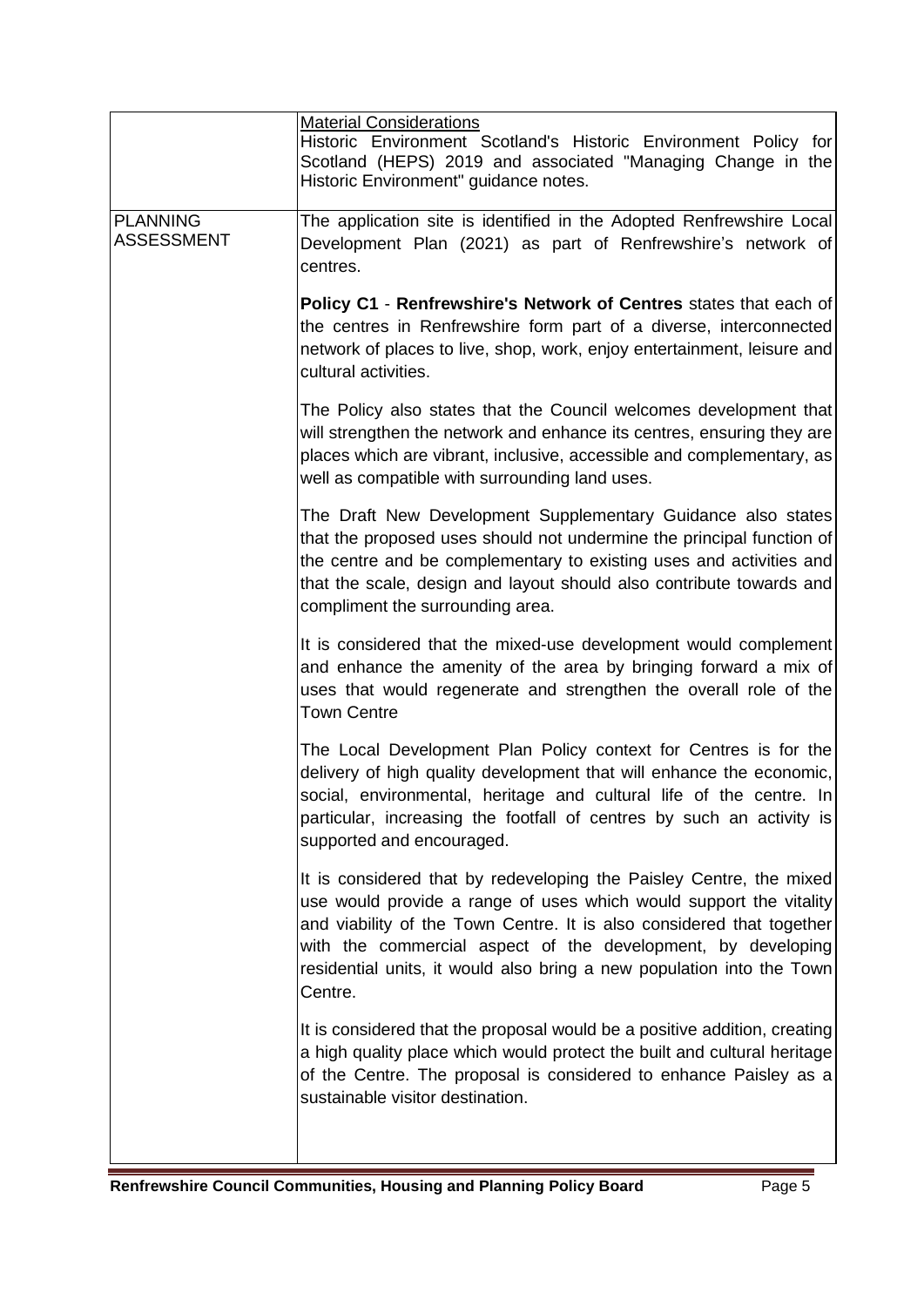| | |
|---|---|
| | <u>Material Considerations</u><br>Historic Environment Scotland's Historic Environment Policy for Scotland (HEPS) 2019 and associated "Managing Change in the Historic Environment" guidance notes. |
| PLANNING ASSESSMENT | The application site is identified in the Adopted Renfrewshire Local Development Plan (2021) as part of Renfrewshire's network of centres.<br><br>**Policy C1** - **Renfrewshire's Network of Centres** states that each of the centres in Renfrewshire form part of a diverse, interconnected network of places to live, shop, work, enjoy entertainment, leisure and cultural activities.<br><br>The Policy also states that the Council welcomes development that will strengthen the network and enhance its centres, ensuring they are places which are vibrant, inclusive, accessible and complementary, as well as compatible with surrounding land uses.<br><br>The Draft New Development Supplementary Guidance also states that the proposed uses should not undermine the principal function of the centre and be complementary to existing uses and activities and that the scale, design and layout should also contribute towards and compliment the surrounding area.<br><br>It is considered that the mixed-use development would complement and enhance the amenity of the area by bringing forward a mix of uses that would regenerate and strengthen the overall role of the Town Centre<br><br>The Local Development Plan Policy context for Centres is for the delivery of high quality development that will enhance the economic, social, environmental, heritage and cultural life of the centre. In particular, increasing the footfall of centres by such an activity is supported and encouraged.<br><br>It is considered that by redeveloping the Paisley Centre, the mixed use would provide a range of uses which would support the vitality and viability of the Town Centre. It is also considered that together with the commercial aspect of the development, by developing residential units, it would also bring a new population into the Town Centre.<br><br>It is considered that the proposal would be a positive addition, creating a high quality place which would protect the built and cultural heritage of the Centre. The proposal is considered to enhance Paisley as a sustainable visitor destination. |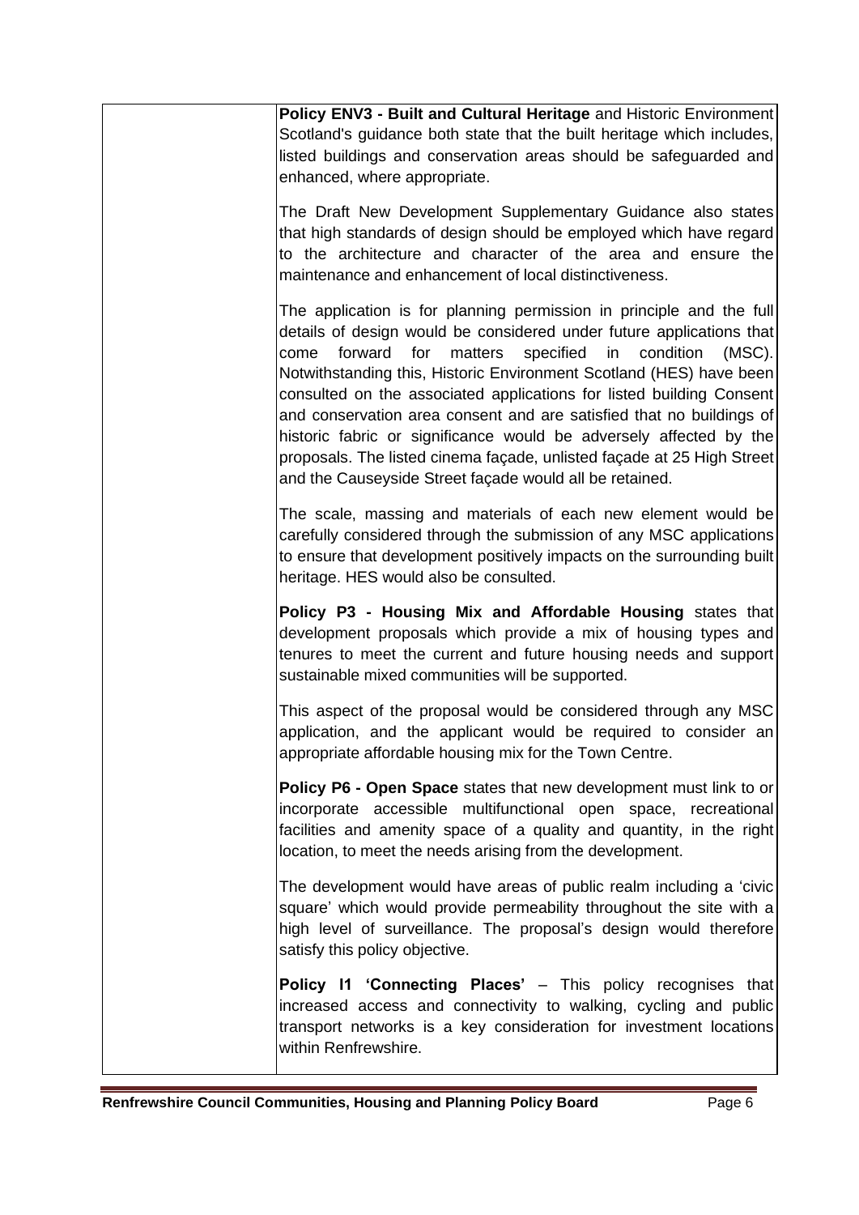**Policy ENV3 - Built and Cultural Heritage** and Historic Environment Scotland's guidance both state that the built heritage which includes, listed buildings and conservation areas should be safeguarded and enhanced, where appropriate.

The Draft New Development Supplementary Guidance also states that high standards of design should be employed which have regard to the architecture and character of the area and ensure the maintenance and enhancement of local distinctiveness.

The application is for planning permission in principle and the full details of design would be considered under future applications that come forward for matters specified in condition (MSC). Notwithstanding this, Historic Environment Scotland (HES) have been consulted on the associated applications for listed building Consent and conservation area consent and are satisfied that no buildings of historic fabric or significance would be adversely affected by the proposals. The listed cinema façade, unlisted façade at 25 High Street and the Causeyside Street façade would all be retained.

The scale, massing and materials of each new element would be carefully considered through the submission of any MSC applications to ensure that development positively impacts on the surrounding built heritage. HES would also be consulted.

**Policy P3 - Housing Mix and Affordable Housing** states that development proposals which provide a mix of housing types and tenures to meet the current and future housing needs and support sustainable mixed communities will be supported.

This aspect of the proposal would be considered through any MSC application, and the applicant would be required to consider an appropriate affordable housing mix for the Town Centre.

**Policy P6 - Open Space** states that new development must link to or incorporate accessible multifunctional open space, recreational facilities and amenity space of a quality and quantity, in the right location, to meet the needs arising from the development.

The development would have areas of public realm including a 'civic square' which would provide permeability throughout the site with a high level of surveillance. The proposal's design would therefore satisfy this policy objective.

**Policy I1 'Connecting Places'** – This policy recognises that increased access and connectivity to walking, cycling and public transport networks is a key consideration for investment locations within Renfrewshire.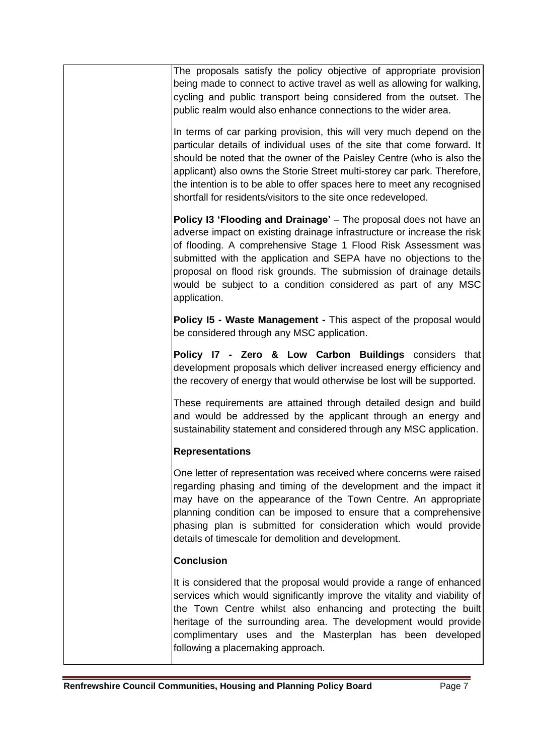The proposals satisfy the policy objective of appropriate provision being made to connect to active travel as well as allowing for walking, cycling and public transport being considered from the outset. The public realm would also enhance connections to the wider area.

In terms of car parking provision, this will very much depend on the particular details of individual uses of the site that come forward. It should be noted that the owner of the Paisley Centre (who is also the applicant) also owns the Storie Street multi-storey car park. Therefore, the intention is to be able to offer spaces here to meet any recognised shortfall for residents/visitors to the site once redeveloped.

**Policy I3 'Flooding and Drainage'** – The proposal does not have an adverse impact on existing drainage infrastructure or increase the risk of flooding. A comprehensive Stage 1 Flood Risk Assessment was submitted with the application and SEPA have no objections to the proposal on flood risk grounds. The submission of drainage details would be subject to a condition considered as part of any MSC application.

**Policy I5 - Waste Management -** This aspect of the proposal would be considered through any MSC application.

**Policy I7 - Zero & Low Carbon Buildings** considers that development proposals which deliver increased energy efficiency and the recovery of energy that would otherwise be lost will be supported.

These requirements are attained through detailed design and build and would be addressed by the applicant through an energy and sustainability statement and considered through any MSC application.

**Representations**

One letter of representation was received where concerns were raised regarding phasing and timing of the development and the impact it may have on the appearance of the Town Centre. An appropriate planning condition can be imposed to ensure that a comprehensive phasing plan is submitted for consideration which would provide details of timescale for demolition and development.

**Conclusion**

It is considered that the proposal would provide a range of enhanced services which would significantly improve the vitality and viability of the Town Centre whilst also enhancing and protecting the built heritage of the surrounding area. The development would provide complimentary uses and the Masterplan has been developed following a placemaking approach.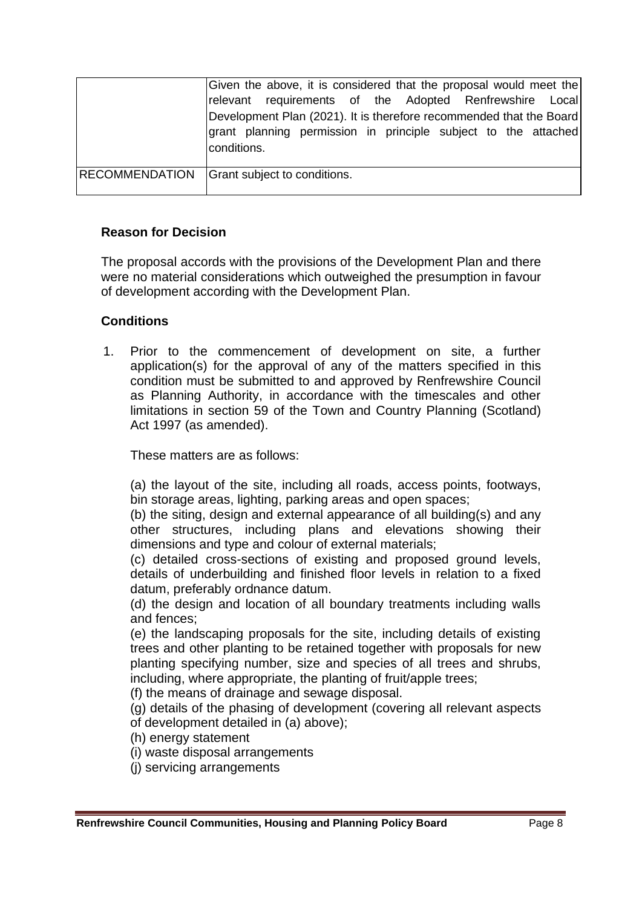| | |
|---|---|
| | Given the above, it is considered that the proposal would meet the relevant requirements of the Adopted Renfrewshire Local Development Plan (2021). It is therefore recommended that the Board grant planning permission in principle subject to the attached conditions. |
| RECOMMENDATION | Grant subject to conditions. |

**Reason for Decision**

The proposal accords with the provisions of the Development Plan and there were no material considerations which outweighed the presumption in favour of development according with the Development Plan.

**Conditions**

1. Prior to the commencement of development on site, a further application(s) for the approval of any of the matters specified in this condition must be submitted to and approved by Renfrewshire Council as Planning Authority, in accordance with the timescales and other limitations in section 59 of the Town and Country Planning (Scotland) Act 1997 (as amended).

   These matters are as follows:

   (a) the layout of the site, including all roads, access points, footways, bin storage areas, lighting, parking areas and open spaces;
   (b) the siting, design and external appearance of all building(s) and any other structures, including plans and elevations showing their dimensions and type and colour of external materials;
   (c) detailed cross-sections of existing and proposed ground levels, details of underbuilding and finished floor levels in relation to a fixed datum, preferably ordnance datum.
   (d) the design and location of all boundary treatments including walls and fences;
   (e) the landscaping proposals for the site, including details of existing trees and other planting to be retained together with proposals for new planting specifying number, size and species of all trees and shrubs, including, where appropriate, the planting of fruit/apple trees;
   (f) the means of drainage and sewage disposal.
   (g) details of the phasing of development (covering all relevant aspects of development detailed in (a) above);
   (h) energy statement
   (i) waste disposal arrangements
   (j) servicing arrangements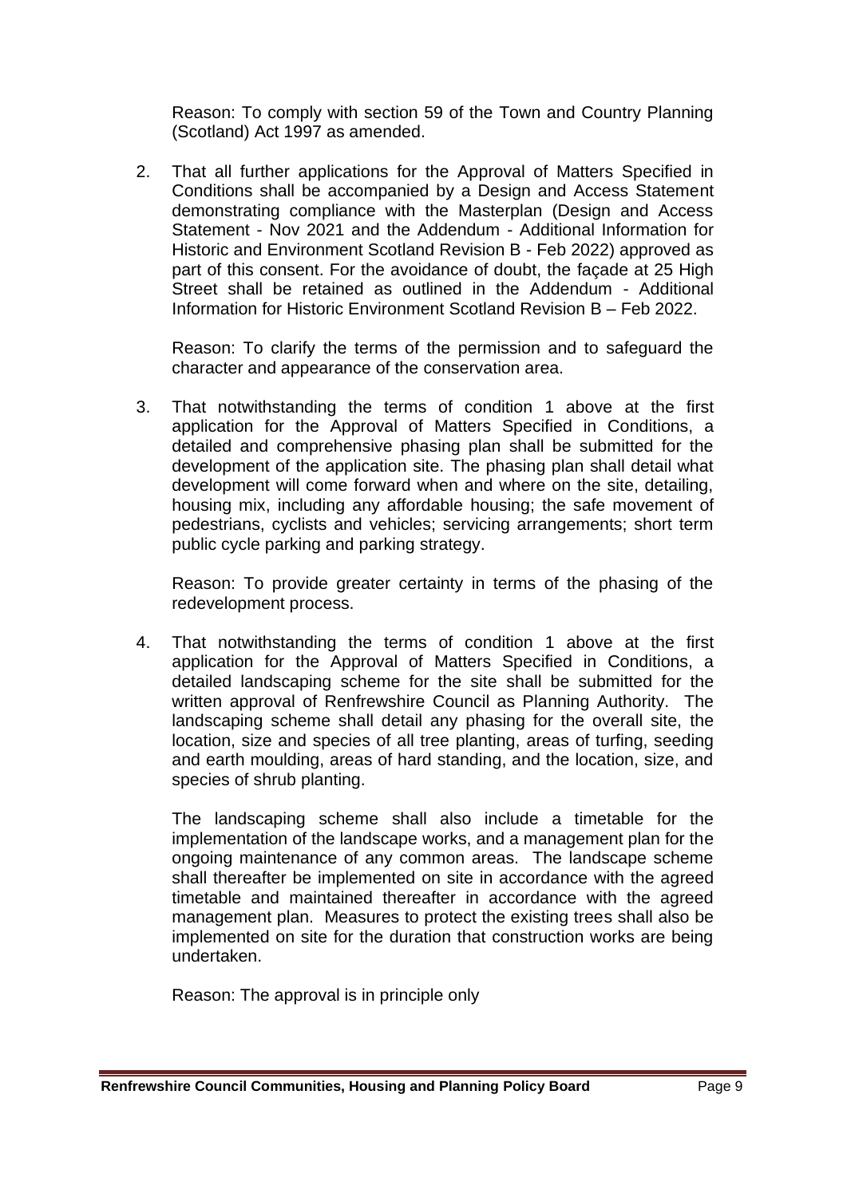Reason: To comply with section 59 of the Town and Country Planning (Scotland) Act 1997 as amended.

2. That all further applications for the Approval of Matters Specified in Conditions shall be accompanied by a Design and Access Statement demonstrating compliance with the Masterplan (Design and Access Statement - Nov 2021 and the Addendum - Additional Information for Historic and Environment Scotland Revision B - Feb 2022) approved as part of this consent. For the avoidance of doubt, the façade at 25 High Street shall be retained as outlined in the Addendum - Additional Information for Historic Environment Scotland Revision B – Feb 2022.

   Reason: To clarify the terms of the permission and to safeguard the character and appearance of the conservation area.

3. That notwithstanding the terms of condition 1 above at the first application for the Approval of Matters Specified in Conditions, a detailed and comprehensive phasing plan shall be submitted for the development of the application site. The phasing plan shall detail what development will come forward when and where on the site, detailing, housing mix, including any affordable housing; the safe movement of pedestrians, cyclists and vehicles; servicing arrangements; short term public cycle parking and parking strategy.

   Reason: To provide greater certainty in terms of the phasing of the redevelopment process.

4. That notwithstanding the terms of condition 1 above at the first application for the Approval of Matters Specified in Conditions, a detailed landscaping scheme for the site shall be submitted for the written approval of Renfrewshire Council as Planning Authority. The landscaping scheme shall detail any phasing for the overall site, the location, size and species of all tree planting, areas of turfing, seeding and earth moulding, areas of hard standing, and the location, size, and species of shrub planting.

   The landscaping scheme shall also include a timetable for the implementation of the landscape works, and a management plan for the ongoing maintenance of any common areas. The landscape scheme shall thereafter be implemented on site in accordance with the agreed timetable and maintained thereafter in accordance with the agreed management plan. Measures to protect the existing trees shall also be implemented on site for the duration that construction works are being undertaken.

   Reason: The approval is in principle only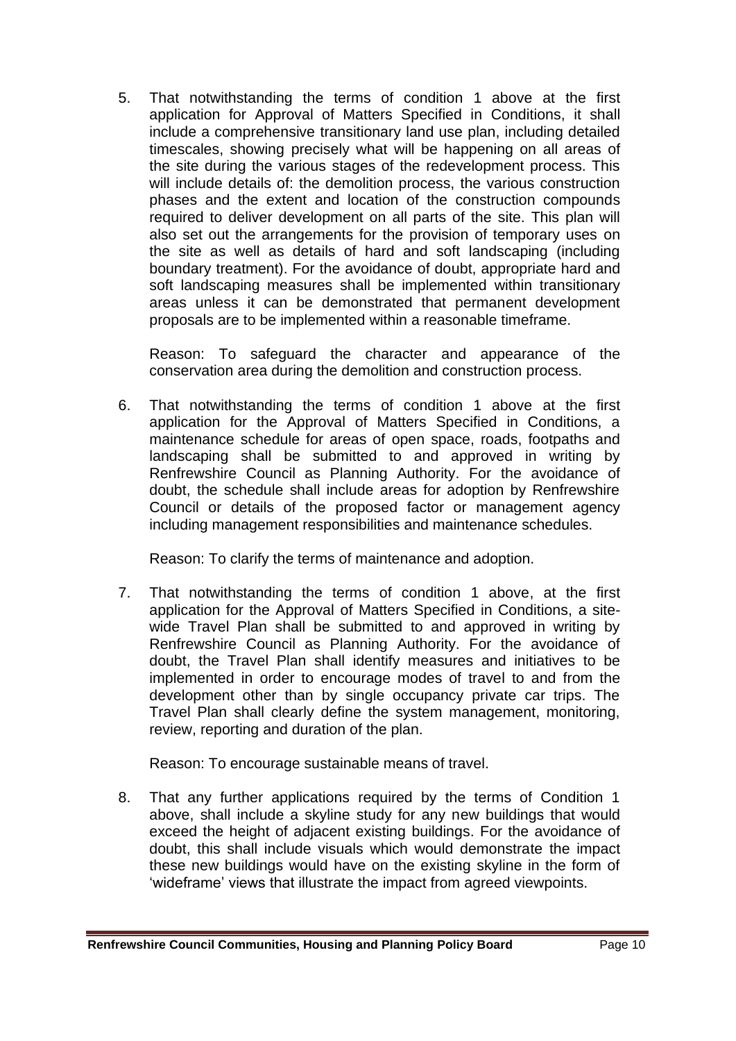5. That notwithstanding the terms of condition 1 above at the first application for Approval of Matters Specified in Conditions, it shall include a comprehensive transitionary land use plan, including detailed timescales, showing precisely what will be happening on all areas of the site during the various stages of the redevelopment process. This will include details of: the demolition process, the various construction phases and the extent and location of the construction compounds required to deliver development on all parts of the site. This plan will also set out the arrangements for the provision of temporary uses on the site as well as details of hard and soft landscaping (including boundary treatment). For the avoidance of doubt, appropriate hard and soft landscaping measures shall be implemented within transitionary areas unless it can be demonstrated that permanent development proposals are to be implemented within a reasonable timeframe.

   Reason: To safeguard the character and appearance of the conservation area during the demolition and construction process.

6. That notwithstanding the terms of condition 1 above at the first application for the Approval of Matters Specified in Conditions, a maintenance schedule for areas of open space, roads, footpaths and landscaping shall be submitted to and approved in writing by Renfrewshire Council as Planning Authority. For the avoidance of doubt, the schedule shall include areas for adoption by Renfrewshire Council or details of the proposed factor or management agency including management responsibilities and maintenance schedules.

   Reason: To clarify the terms of maintenance and adoption.

7. That notwithstanding the terms of condition 1 above, at the first application for the Approval of Matters Specified in Conditions, a site-wide Travel Plan shall be submitted to and approved in writing by Renfrewshire Council as Planning Authority. For the avoidance of doubt, the Travel Plan shall identify measures and initiatives to be implemented in order to encourage modes of travel to and from the development other than by single occupancy private car trips. The Travel Plan shall clearly define the system management, monitoring, review, reporting and duration of the plan.

   Reason: To encourage sustainable means of travel.

8. That any further applications required by the terms of Condition 1 above, shall include a skyline study for any new buildings that would exceed the height of adjacent existing buildings. For the avoidance of doubt, this shall include visuals which would demonstrate the impact these new buildings would have on the existing skyline in the form of 'wideframe' views that illustrate the impact from agreed viewpoints.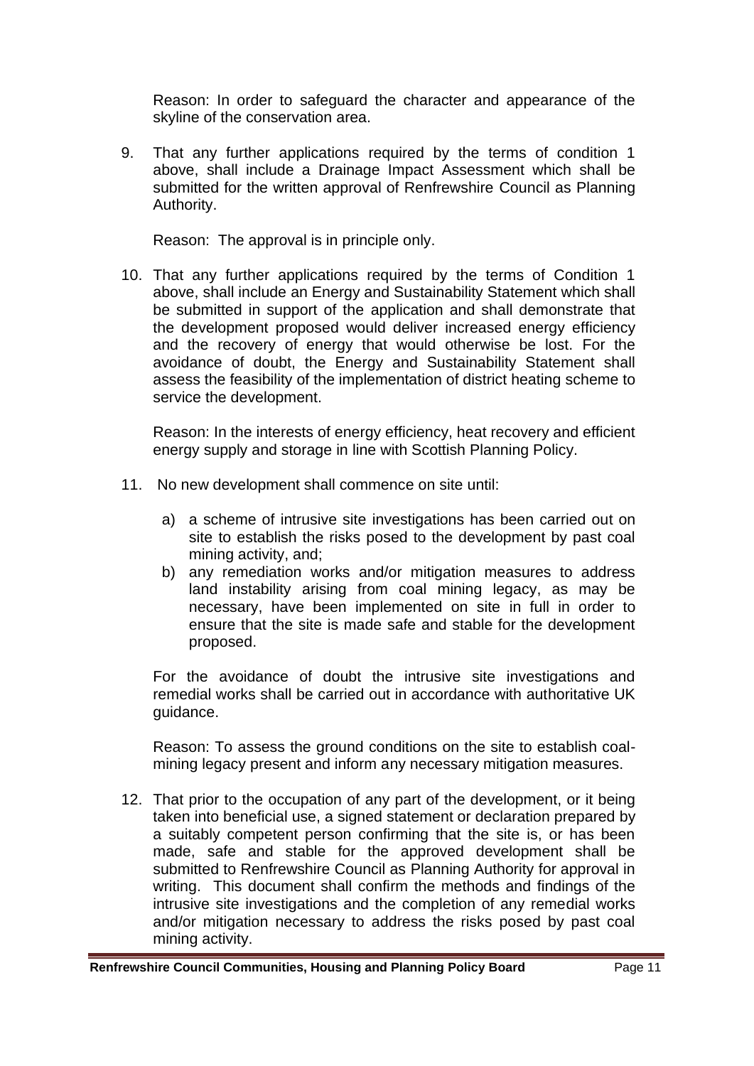Reason: In order to safeguard the character and appearance of the skyline of the conservation area.

9. That any further applications required by the terms of condition 1 above, shall include a Drainage Impact Assessment which shall be submitted for the written approval of Renfrewshire Council as Planning Authority.

   Reason: The approval is in principle only.

10. That any further applications required by the terms of Condition 1 above, shall include an Energy and Sustainability Statement which shall be submitted in support of the application and shall demonstrate that the development proposed would deliver increased energy efficiency and the recovery of energy that would otherwise be lost. For the avoidance of doubt, the Energy and Sustainability Statement shall assess the feasibility of the implementation of district heating scheme to service the development.

    Reason: In the interests of energy efficiency, heat recovery and efficient energy supply and storage in line with Scottish Planning Policy.

11. No new development shall commence on site until:

    a) a scheme of intrusive site investigations has been carried out on site to establish the risks posed to the development by past coal mining activity, and;
    b) any remediation works and/or mitigation measures to address land instability arising from coal mining legacy, as may be necessary, have been implemented on site in full in order to ensure that the site is made safe and stable for the development proposed.

    For the avoidance of doubt the intrusive site investigations and remedial works shall be carried out in accordance with authoritative UK guidance.

    Reason: To assess the ground conditions on the site to establish coal-mining legacy present and inform any necessary mitigation measures.

12. That prior to the occupation of any part of the development, or it being taken into beneficial use, a signed statement or declaration prepared by a suitably competent person confirming that the site is, or has been made, safe and stable for the approved development shall be submitted to Renfrewshire Council as Planning Authority for approval in writing. This document shall confirm the methods and findings of the intrusive site investigations and the completion of any remedial works and/or mitigation necessary to address the risks posed by past coal mining activity.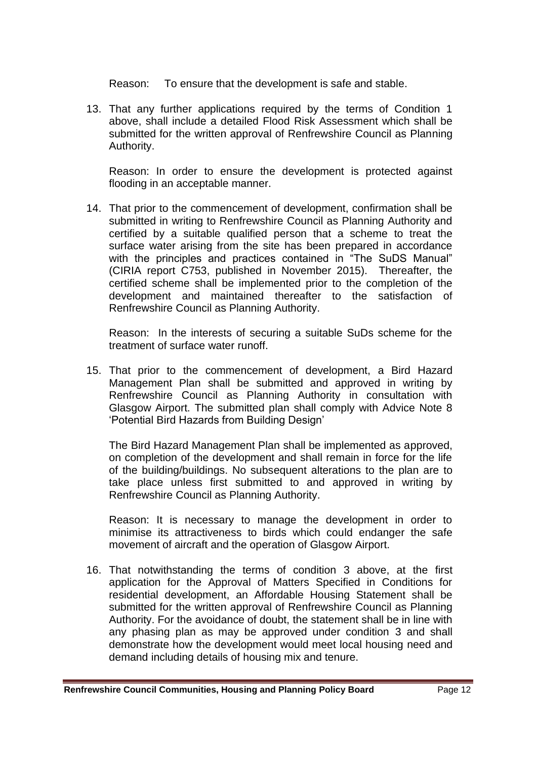Reason: To ensure that the development is safe and stable.

13. That any further applications required by the terms of Condition 1 above, shall include a detailed Flood Risk Assessment which shall be submitted for the written approval of Renfrewshire Council as Planning Authority.

    Reason: In order to ensure the development is protected against flooding in an acceptable manner.

14. That prior to the commencement of development, confirmation shall be submitted in writing to Renfrewshire Council as Planning Authority and certified by a suitable qualified person that a scheme to treat the surface water arising from the site has been prepared in accordance with the principles and practices contained in "The SuDS Manual" (CIRIA report C753, published in November 2015). Thereafter, the certified scheme shall be implemented prior to the completion of the development and maintained thereafter to the satisfaction of Renfrewshire Council as Planning Authority.

    Reason: In the interests of securing a suitable SuDs scheme for the treatment of surface water runoff.

15. That prior to the commencement of development, a Bird Hazard Management Plan shall be submitted and approved in writing by Renfrewshire Council as Planning Authority in consultation with Glasgow Airport. The submitted plan shall comply with Advice Note 8 'Potential Bird Hazards from Building Design'

    The Bird Hazard Management Plan shall be implemented as approved, on completion of the development and shall remain in force for the life of the building/buildings. No subsequent alterations to the plan are to take place unless first submitted to and approved in writing by Renfrewshire Council as Planning Authority.

    Reason: It is necessary to manage the development in order to minimise its attractiveness to birds which could endanger the safe movement of aircraft and the operation of Glasgow Airport.

16. That notwithstanding the terms of condition 3 above, at the first application for the Approval of Matters Specified in Conditions for residential development, an Affordable Housing Statement shall be submitted for the written approval of Renfrewshire Council as Planning Authority. For the avoidance of doubt, the statement shall be in line with any phasing plan as may be approved under condition 3 and shall demonstrate how the development would meet local housing need and demand including details of housing mix and tenure.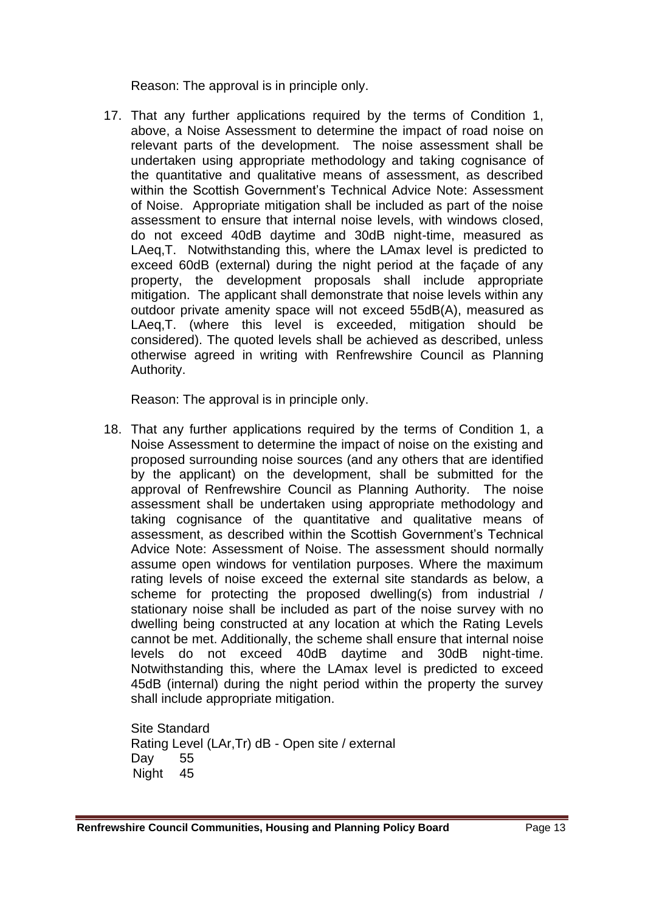Reason: The approval is in principle only.

17. That any further applications required by the terms of Condition 1, above, a Noise Assessment to determine the impact of road noise on relevant parts of the development. The noise assessment shall be undertaken using appropriate methodology and taking cognisance of the quantitative and qualitative means of assessment, as described within the Scottish Government's Technical Advice Note: Assessment of Noise. Appropriate mitigation shall be included as part of the noise assessment to ensure that internal noise levels, with windows closed, do not exceed 40dB daytime and 30dB night-time, measured as LAeq,T. Notwithstanding this, where the LAmax level is predicted to exceed 60dB (external) during the night period at the façade of any property, the development proposals shall include appropriate mitigation. The applicant shall demonstrate that noise levels within any outdoor private amenity space will not exceed 55dB(A), measured as LAeq,T. (where this level is exceeded, mitigation should be considered). The quoted levels shall be achieved as described, unless otherwise agreed in writing with Renfrewshire Council as Planning Authority.

   Reason: The approval is in principle only.

18. That any further applications required by the terms of Condition 1, a Noise Assessment to determine the impact of noise on the existing and proposed surrounding noise sources (and any others that are identified by the applicant) on the development, shall be submitted for the approval of Renfrewshire Council as Planning Authority. The noise assessment shall be undertaken using appropriate methodology and taking cognisance of the quantitative and qualitative means of assessment, as described within the Scottish Government's Technical Advice Note: Assessment of Noise. The assessment should normally assume open windows for ventilation purposes. Where the maximum rating levels of noise exceed the external site standards as below, a scheme for protecting the proposed dwelling(s) from industrial / stationary noise shall be included as part of the noise survey with no dwelling being constructed at any location at which the Rating Levels cannot be met. Additionally, the scheme shall ensure that internal noise levels do not exceed 40dB daytime and 30dB night-time. Notwithstanding this, where the LAmax level is predicted to exceed 45dB (internal) during the night period within the property the survey shall include appropriate mitigation.

   Site Standard
   Rating Level (LAr,Tr) dB - Open site / external
   Day 55
   Night 45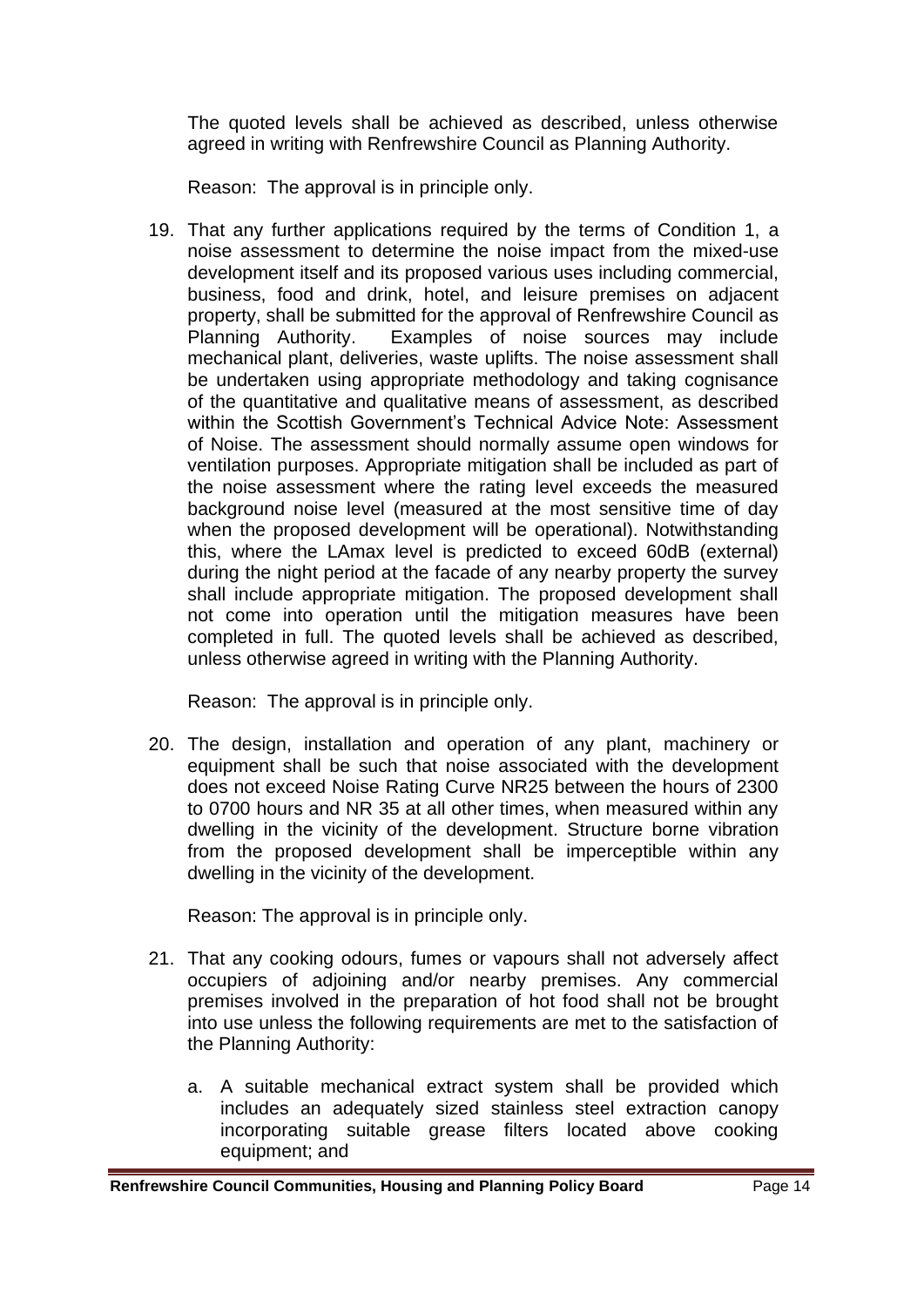The quoted levels shall be achieved as described, unless otherwise agreed in writing with Renfrewshire Council as Planning Authority.

Reason: The approval is in principle only.

19. That any further applications required by the terms of Condition 1, a noise assessment to determine the noise impact from the mixed-use development itself and its proposed various uses including commercial, business, food and drink, hotel, and leisure premises on adjacent property, shall be submitted for the approval of Renfrewshire Council as Planning Authority. Examples of noise sources may include mechanical plant, deliveries, waste uplifts. The noise assessment shall be undertaken using appropriate methodology and taking cognisance of the quantitative and qualitative means of assessment, as described within the Scottish Government's Technical Advice Note: Assessment of Noise. The assessment should normally assume open windows for ventilation purposes. Appropriate mitigation shall be included as part of the noise assessment where the rating level exceeds the measured background noise level (measured at the most sensitive time of day when the proposed development will be operational). Notwithstanding this, where the LAmax level is predicted to exceed 60dB (external) during the night period at the facade of any nearby property the survey shall include appropriate mitigation. The proposed development shall not come into operation until the mitigation measures have been completed in full. The quoted levels shall be achieved as described, unless otherwise agreed in writing with the Planning Authority.

    Reason: The approval is in principle only.

20. The design, installation and operation of any plant, machinery or equipment shall be such that noise associated with the development does not exceed Noise Rating Curve NR25 between the hours of 2300 to 0700 hours and NR 35 at all other times, when measured within any dwelling in the vicinity of the development. Structure borne vibration from the proposed development shall be imperceptible within any dwelling in the vicinity of the development.

    Reason: The approval is in principle only.

21. That any cooking odours, fumes or vapours shall not adversely affect occupiers of adjoining and/or nearby premises. Any commercial premises involved in the preparation of hot food shall not be brought into use unless the following requirements are met to the satisfaction of the Planning Authority:

    a. A suitable mechanical extract system shall be provided which includes an adequately sized stainless steel extraction canopy incorporating suitable grease filters located above cooking equipment; and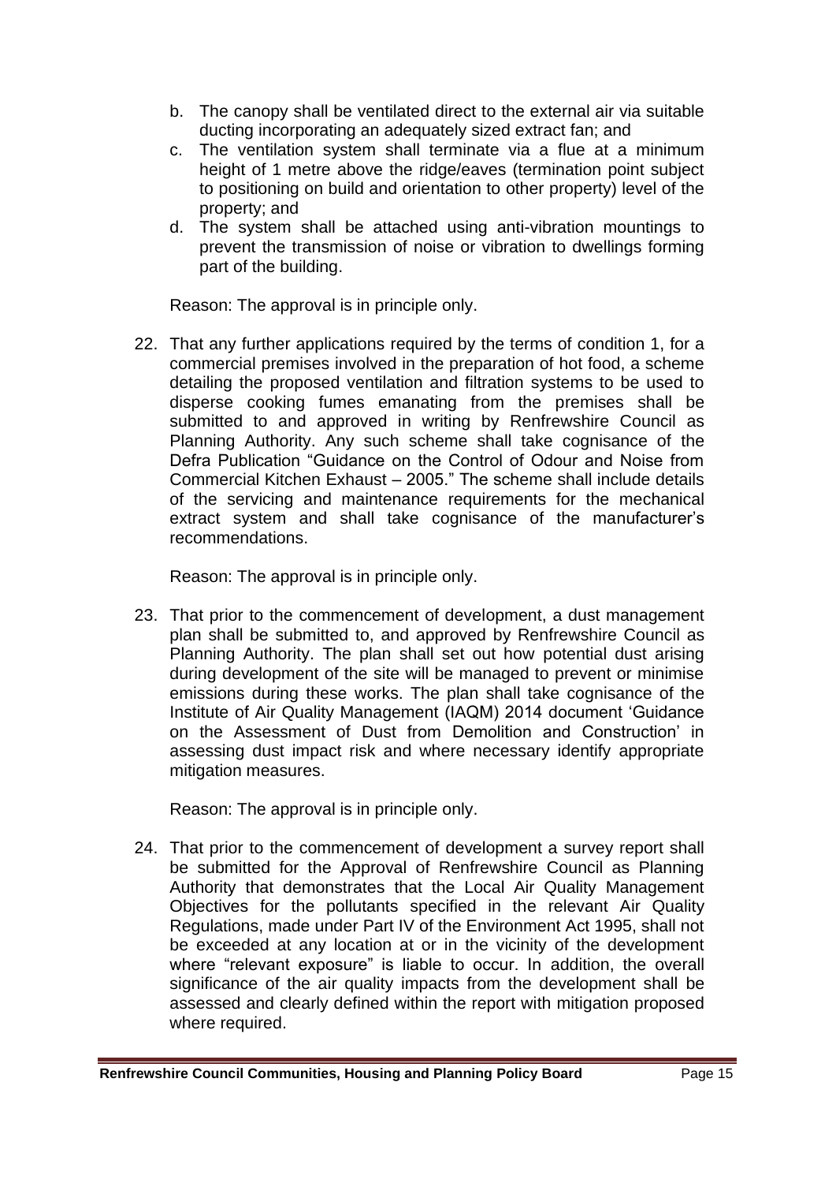b. The canopy shall be ventilated direct to the external air via suitable ducting incorporating an adequately sized extract fan; and
   c. The ventilation system shall terminate via a flue at a minimum height of 1 metre above the ridge/eaves (termination point subject to positioning on build and orientation to other property) level of the property; and
   d. The system shall be attached using anti-vibration mountings to prevent the transmission of noise or vibration to dwellings forming part of the building.

   Reason: The approval is in principle only.

22. That any further applications required by the terms of condition 1, for a commercial premises involved in the preparation of hot food, a scheme detailing the proposed ventilation and filtration systems to be used to disperse cooking fumes emanating from the premises shall be submitted to and approved in writing by Renfrewshire Council as Planning Authority. Any such scheme shall take cognisance of the Defra Publication "Guidance on the Control of Odour and Noise from Commercial Kitchen Exhaust – 2005." The scheme shall include details of the servicing and maintenance requirements for the mechanical extract system and shall take cognisance of the manufacturer's recommendations.

    Reason: The approval is in principle only.

23. That prior to the commencement of development, a dust management plan shall be submitted to, and approved by Renfrewshire Council as Planning Authority. The plan shall set out how potential dust arising during development of the site will be managed to prevent or minimise emissions during these works. The plan shall take cognisance of the Institute of Air Quality Management (IAQM) 2014 document 'Guidance on the Assessment of Dust from Demolition and Construction' in assessing dust impact risk and where necessary identify appropriate mitigation measures.

    Reason: The approval is in principle only.

24. That prior to the commencement of development a survey report shall be submitted for the Approval of Renfrewshire Council as Planning Authority that demonstrates that the Local Air Quality Management Objectives for the pollutants specified in the relevant Air Quality Regulations, made under Part IV of the Environment Act 1995, shall not be exceeded at any location at or in the vicinity of the development where "relevant exposure" is liable to occur. In addition, the overall significance of the air quality impacts from the development shall be assessed and clearly defined within the report with mitigation proposed where required.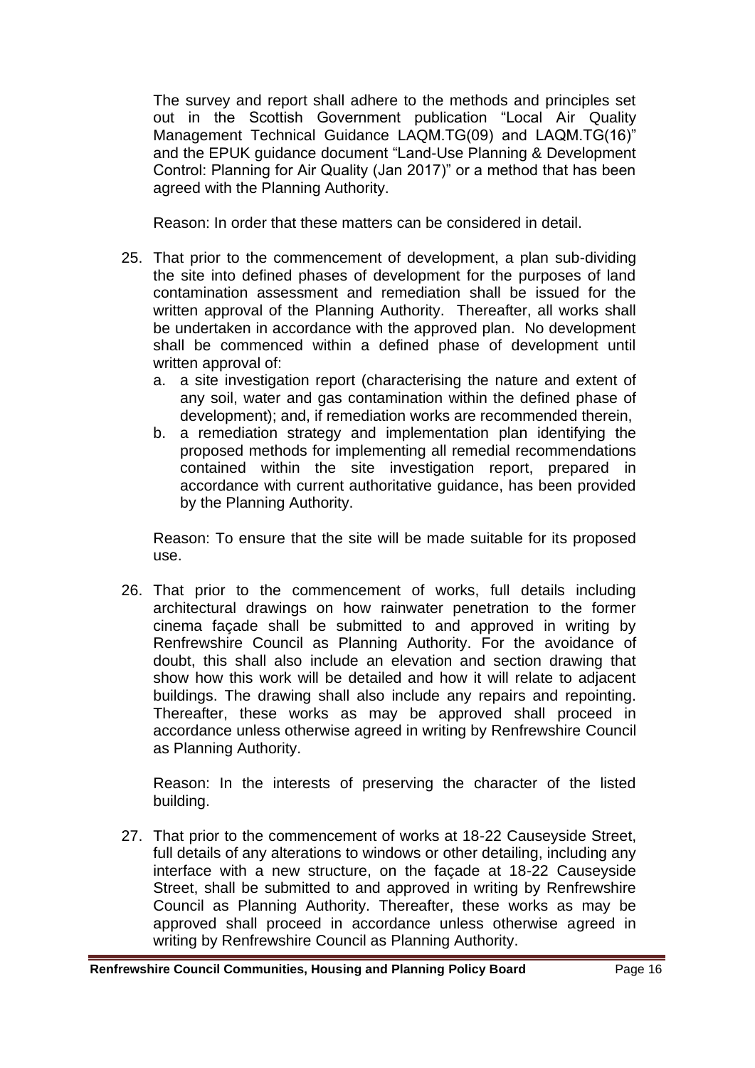The survey and report shall adhere to the methods and principles set out in the Scottish Government publication "Local Air Quality Management Technical Guidance LAQM.TG(09) and LAQM.TG(16)" and the EPUK guidance document "Land-Use Planning & Development Control: Planning for Air Quality (Jan 2017)" or a method that has been agreed with the Planning Authority.

Reason: In order that these matters can be considered in detail.

25. That prior to the commencement of development, a plan sub-dividing the site into defined phases of development for the purposes of land contamination assessment and remediation shall be issued for the written approval of the Planning Authority. Thereafter, all works shall be undertaken in accordance with the approved plan. No development shall be commenced within a defined phase of development until written approval of:
    a. a site investigation report (characterising the nature and extent of any soil, water and gas contamination within the defined phase of development); and, if remediation works are recommended therein,
    b. a remediation strategy and implementation plan identifying the proposed methods for implementing all remedial recommendations contained within the site investigation report, prepared in accordance with current authoritative guidance, has been provided by the Planning Authority.

    Reason: To ensure that the site will be made suitable for its proposed use.

26. That prior to the commencement of works, full details including architectural drawings on how rainwater penetration to the former cinema façade shall be submitted to and approved in writing by Renfrewshire Council as Planning Authority. For the avoidance of doubt, this shall also include an elevation and section drawing that show how this work will be detailed and how it will relate to adjacent buildings. The drawing shall also include any repairs and repointing. Thereafter, these works as may be approved shall proceed in accordance unless otherwise agreed in writing by Renfrewshire Council as Planning Authority.

    Reason: In the interests of preserving the character of the listed building.

27. That prior to the commencement of works at 18-22 Causeyside Street, full details of any alterations to windows or other detailing, including any interface with a new structure, on the façade at 18-22 Causeyside Street, shall be submitted to and approved in writing by Renfrewshire Council as Planning Authority. Thereafter, these works as may be approved shall proceed in accordance unless otherwise agreed in writing by Renfrewshire Council as Planning Authority.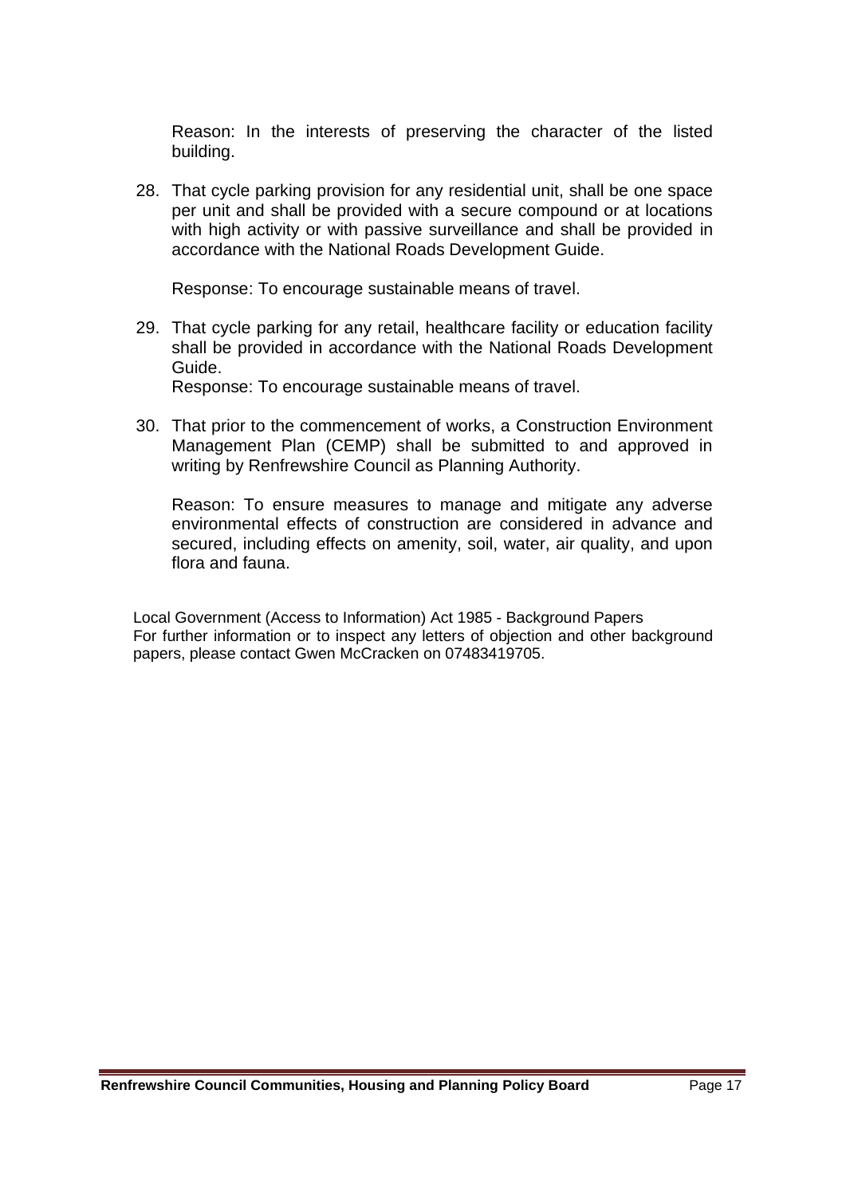Reason: In the interests of preserving the character of the listed building.

28. That cycle parking provision for any residential unit, shall be one space per unit and shall be provided with a secure compound or at locations with high activity or with passive surveillance and shall be provided in accordance with the National Roads Development Guide.

    Response: To encourage sustainable means of travel.

29. That cycle parking for any retail, healthcare facility or education facility shall be provided in accordance with the National Roads Development Guide.
    Response: To encourage sustainable means of travel.

30. That prior to the commencement of works, a Construction Environment Management Plan (CEMP) shall be submitted to and approved in writing by Renfrewshire Council as Planning Authority.

    Reason: To ensure measures to manage and mitigate any adverse environmental effects of construction are considered in advance and secured, including effects on amenity, soil, water, air quality, and upon flora and fauna.

Local Government (Access to Information) Act 1985 - Background Papers
For further information or to inspect any letters of objection and other background papers, please contact Gwen McCracken on 07483419705.